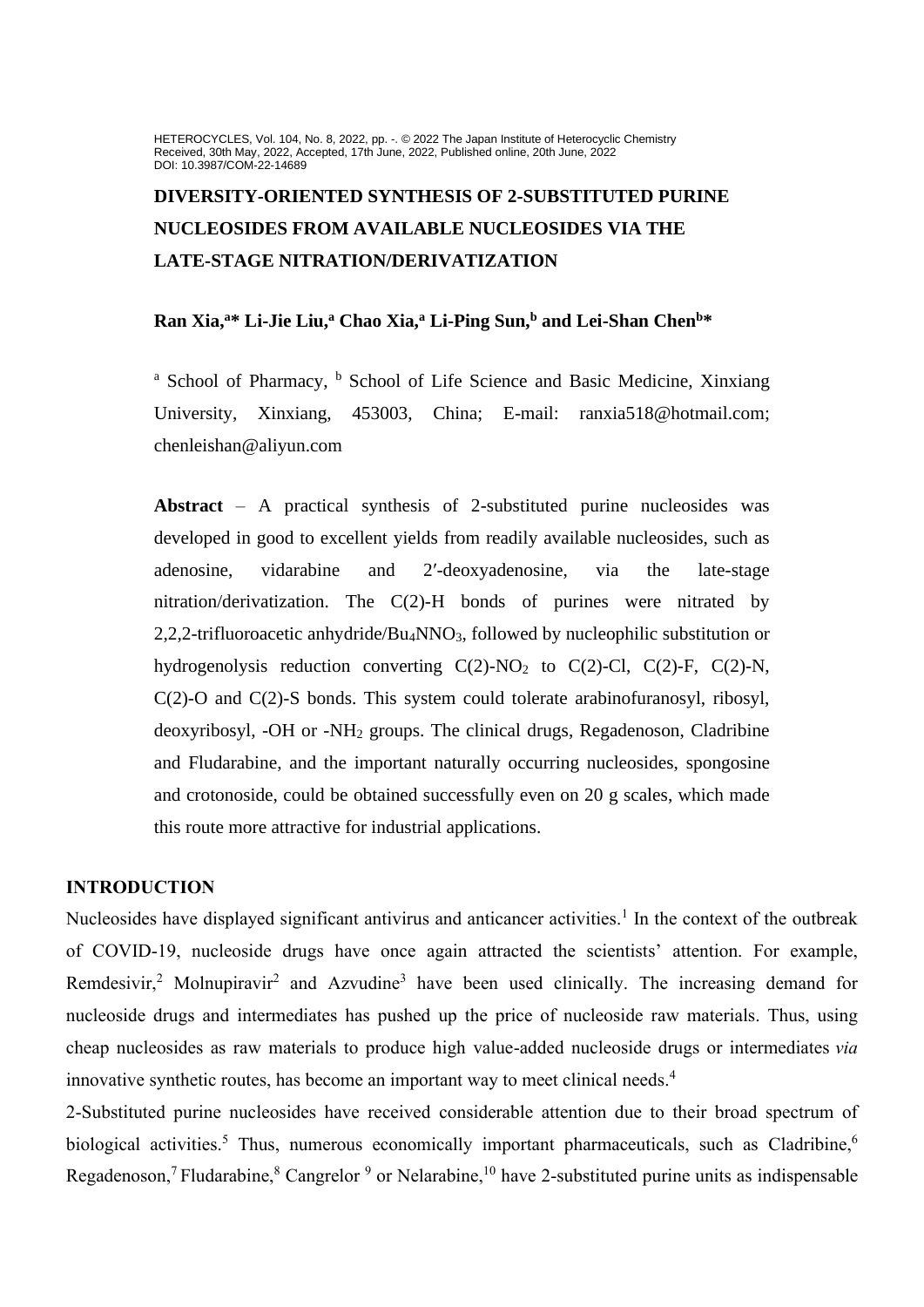# DIVERSITY-ORIENTED SYNTHESIS OF 2-SUBSTITUTED PURINE NUCLEOSIDES FROM AVAILABLE NUCLEOSIDES VIA THE LATE-STAGE NITRATION/DERIVATIZATION

**Ran Xia,[a]* Li-Jie Liu,[a] Chao Xia,[a] Li-Ping Sun,[b] and Lei-Shan Chen[b]***

[a] School of Pharmacy, [b] School of Life Science and Basic Medicine, Xinxiang University, Xinxiang, 453003, China; E-mail: ranxia518@hotmail.com; chenleishan@aliyun.com

**Abstract** – A practical synthesis of 2-substituted purine nucleosides was developed in good to excellent yields from readily available nucleosides, such as adenosine, vidarabine and 2′-deoxyadenosine, via the late-stage nitration/derivatization. The C(2)-H bonds of purines were nitrated by 2,2,2-trifluoroacetic anhydride/$Bu_4NNO_3$, followed by nucleophilic substitution or hydrogenolysis reduction converting C(2)-$NO_2$ to C(2)-Cl, C(2)-F, C(2)-N, C(2)-O and C(2)-S bonds. This system could tolerate arabinofuranosyl, ribosyl, deoxyribosyl, -OH or -$NH_2$ groups. The clinical drugs, Regadenoson, Cladribine and Fludarabine, and the important naturally occurring nucleosides, spongosine and crotonoside, could be obtained successfully even on 20 g scales, which made this route more attractive for industrial applications.

## INTRODUCTION

Nucleosides have displayed significant antivirus and anticancer activities.[1] In the context of the outbreak of COVID-19, nucleoside drugs have once again attracted the scientists' attention. For example, Remdesivir,[2] Molnupiravir[2] and Azvudine[3] have been used clinically. The increasing demand for nucleoside drugs and intermediates has pushed up the price of nucleoside raw materials. Thus, using cheap nucleosides as raw materials to produce high value-added nucleoside drugs or intermediates *via* innovative synthetic routes, has become an important way to meet clinical needs.[4]

2-Substituted purine nucleosides have received considerable attention due to their broad spectrum of biological activities.[5] Thus, numerous economically important pharmaceuticals, such as Cladribine,[6] Regadenoson,[7] Fludarabine,[8] Cangrelor [9] or Nelarabine,[10] have 2-substituted purine units as indispensable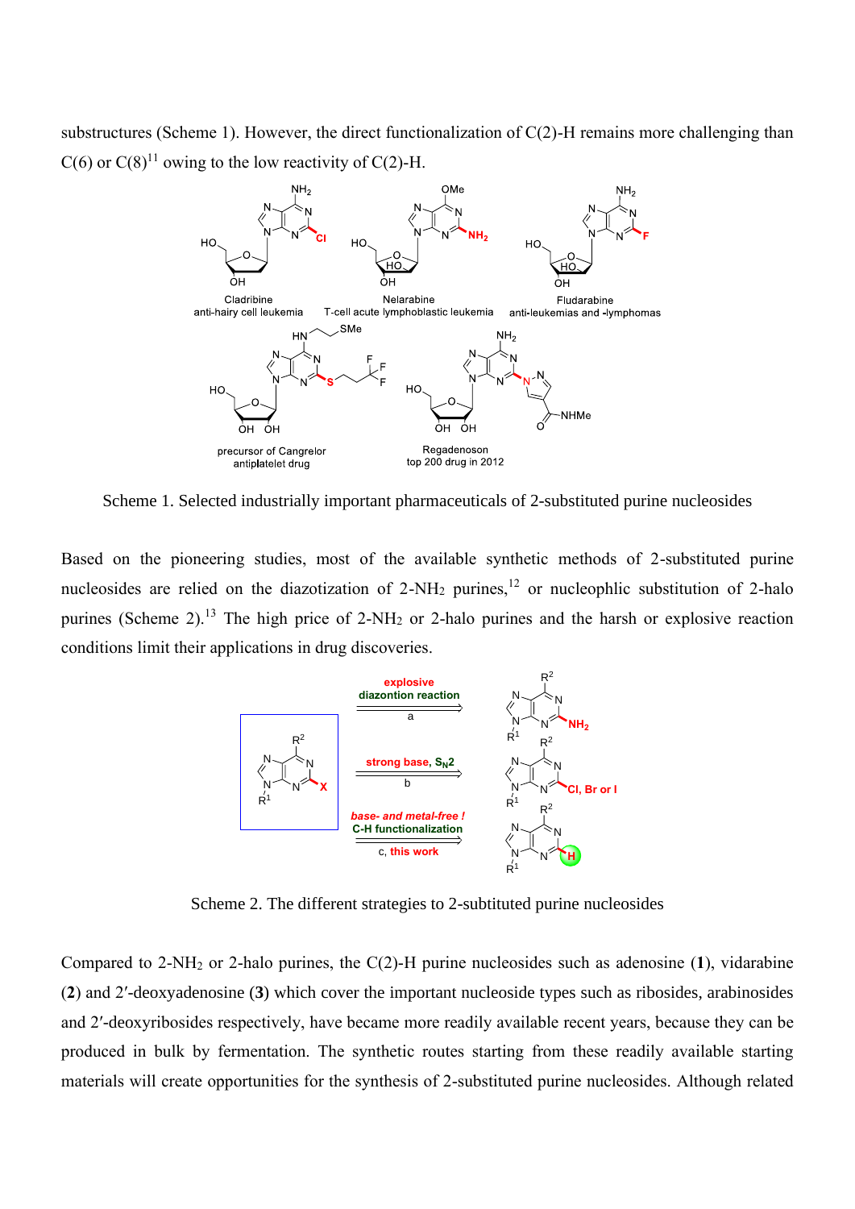substructures (Scheme 1). However, the direct functionalization of C(2)-H remains more challenging than C(6) or C(8)[11] owing to the low reactivity of C(2)-H.

Scheme 1. Selected industrially important pharmaceuticals of 2-substituted purine nucleosides

Based on the pioneering studies, most of the available synthetic methods of 2-substituted purine nucleosides are relied on the diazotization of 2-$NH_2$ purines,[12] or nucleophlic substitution of 2-halo purines (Scheme 2).[13] The high price of 2-$NH_2$ or 2-halo purines and the harsh or explosive reaction conditions limit their applications in drug discoveries.

Scheme 2. The different strategies to 2-subtituted purine nucleosides

Compared to 2-$NH_2$ or 2-halo purines, the C(2)-H purine nucleosides such as adenosine (**1**), vidarabine (**2**) and 2′-deoxyadenosine (**3**) which cover the important nucleoside types such as ribosides, arabinosides and 2′-deoxyribosides respectively, have became more readily available recent years, because they can be produced in bulk by fermentation. The synthetic routes starting from these readily available starting materials will create opportunities for the synthesis of 2-substituted purine nucleosides. Although related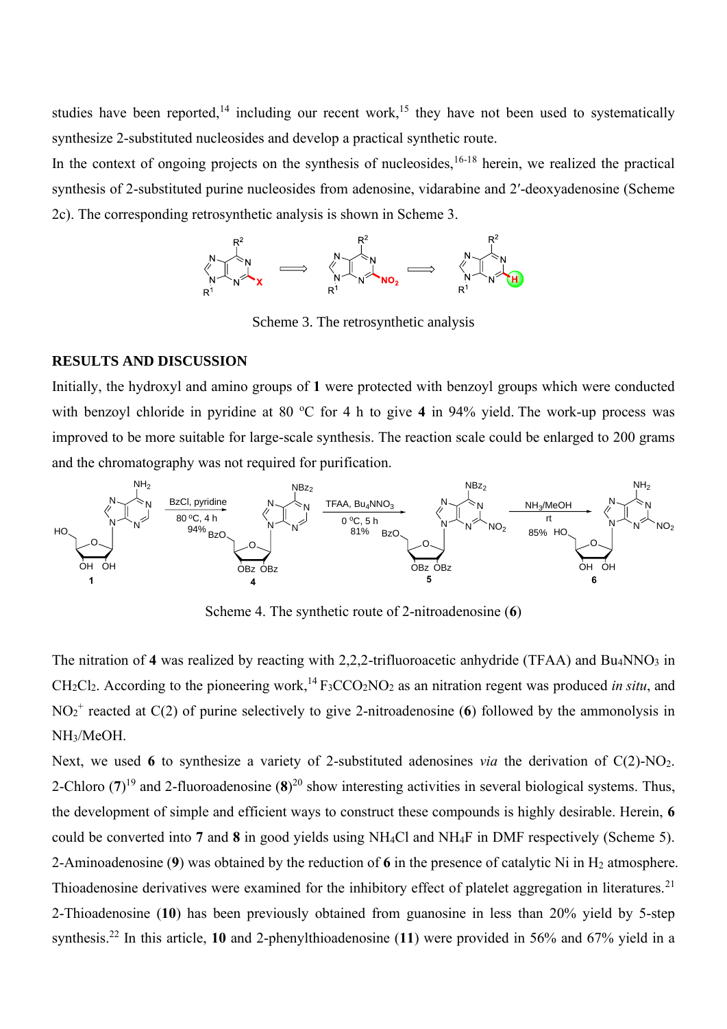studies have been reported,[14] including our recent work,[15] they have not been used to systematically synthesize 2-substituted nucleosides and develop a practical synthetic route.

In the context of ongoing projects on the synthesis of nucleosides,[16-18] herein, we realized the practical synthesis of 2-substituted purine nucleosides from adenosine, vidarabine and 2′-deoxyadenosine (Scheme 2c). The corresponding retrosynthetic analysis is shown in Scheme 3.

Scheme 3. The retrosynthetic analysis

## RESULTS AND DISCUSSION

Initially, the hydroxyl and amino groups of **1** were protected with benzoyl groups which were conducted with benzoyl chloride in pyridine at 80 °C for 4 h to give **4** in 94% yield. The work-up process was improved to be more suitable for large-scale synthesis. The reaction scale could be enlarged to 200 grams and the chromatography was not required for purification.

Scheme 4. The synthetic route of 2-nitroadenosine (**6**)

The nitration of **4** was realized by reacting with 2,2,2-trifluoroacetic anhydride (TFAA) and $Bu_4NNO_3$ in $CH_2Cl_2$. According to the pioneering work,[14] $F_3CCO_2NO_2$ as an nitration regent was produced *in situ*, and $NO_2^+$ reacted at C(2) of purine selectively to give 2-nitroadenosine (**6**) followed by the ammonolysis in $NH_3$/MeOH.

Next, we used **6** to synthesize a variety of 2-substituted adenosines *via* the derivation of C(2)-$NO_2$. 2-Chloro (**7**)[19] and 2-fluoroadenosine (**8**)[20] show interesting activities in several biological systems. Thus, the development of simple and efficient ways to construct these compounds is highly desirable. Herein, **6** could be converted into **7** and **8** in good yields using $NH_4Cl$ and $NH_4F$ in DMF respectively (Scheme 5). 2-Aminoadenosine (**9**) was obtained by the reduction of **6** in the presence of catalytic Ni in $H_2$ atmosphere. Thioadenosine derivatives were examined for the inhibitory effect of platelet aggregation in literatures.[21] 2-Thioadenosine (**10**) has been previously obtained from guanosine in less than 20% yield by 5-step synthesis.[22] In this article, **10** and 2-phenylthioadenosine (**11**) were provided in 56% and 67% yield in a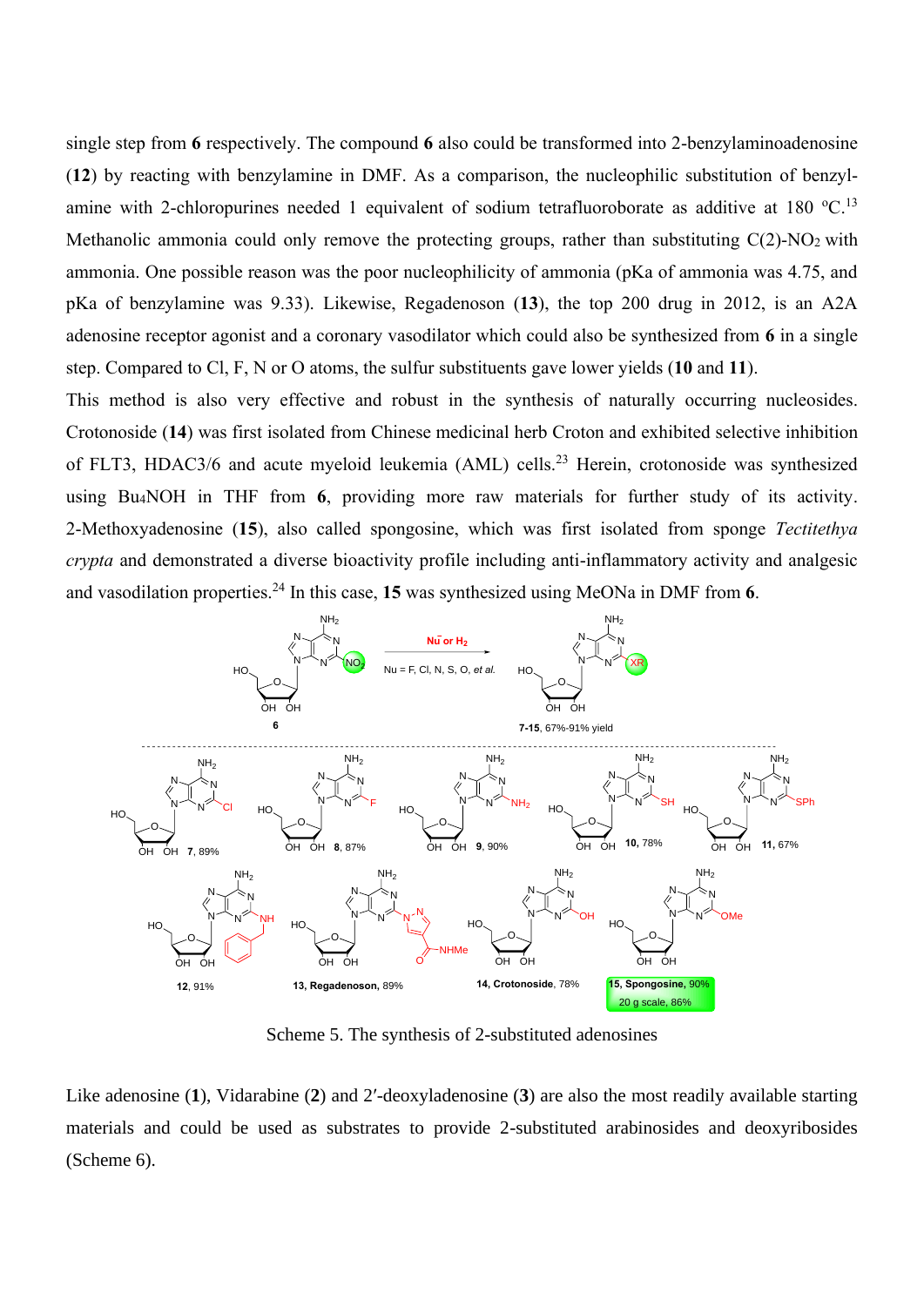single step from **6** respectively. The compound **6** also could be transformed into 2-benzylaminoadenosine (**12**) by reacting with benzylamine in DMF. As a comparison, the nucleophilic substitution of benzylamine with 2-chloropurines needed 1 equivalent of sodium tetrafluoroborate as additive at 180 ºC.[13] Methanolic ammonia could only remove the protecting groups, rather than substituting C(2)-$NO_2$ with ammonia. One possible reason was the poor nucleophilicity of ammonia (pKa of ammonia was 4.75, and pKa of benzylamine was 9.33). Likewise, Regadenoson (**13**), the top 200 drug in 2012, is an A2A adenosine receptor agonist and a coronary vasodilator which could also be synthesized from **6** in a single step. Compared to Cl, F, N or O atoms, the sulfur substituents gave lower yields (**10** and **11**).

This method is also very effective and robust in the synthesis of naturally occurring nucleosides. Crotonoside (**14**) was first isolated from Chinese medicinal herb Croton and exhibited selective inhibition of FLT3, HDAC3/6 and acute myeloid leukemia (AML) cells.[23] Herein, crotonoside was synthesized using $Bu_4NOH$ in THF from **6**, providing more raw materials for further study of its activity. 2-Methoxyadenosine (**15**), also called spongosine, which was first isolated from sponge *Tectitethya crypta* and demonstrated a diverse bioactivity profile including anti-inflammatory activity and analgesic and vasodilation properties.[24] In this case, **15** was synthesized using MeONa in DMF from **6**.

Scheme 5. The synthesis of 2-substituted adenosines

Like adenosine (**1**), Vidarabine (**2**) and 2′-deoxyladenosine (**3**) are also the most readily available starting materials and could be used as substrates to provide 2-substituted arabinosides and deoxyribosides (Scheme 6).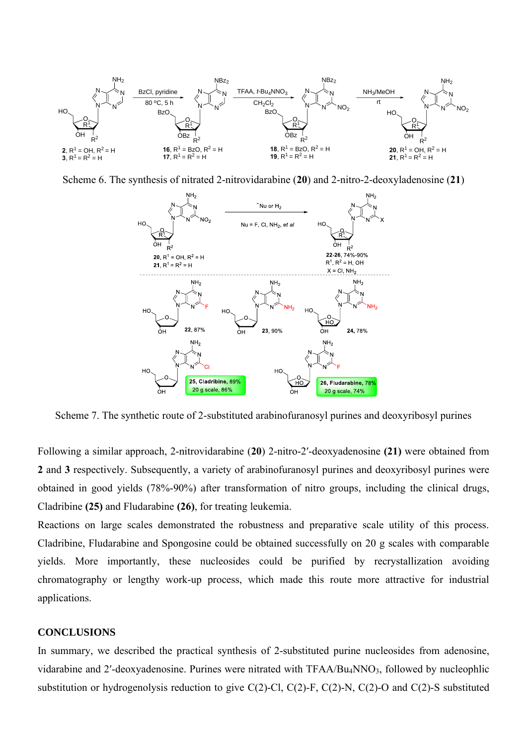Scheme 6. The synthesis of nitrated 2-nitrovidarabine (**20**) and 2-nitro-2-deoxyladenosine (**21**)

Scheme 7. The synthetic route of 2-substituted arabinofuranosyl purines and deoxyribosyl purines

Following a similar approach, 2-nitrovidarabine (**20**) 2-nitro-2′-deoxyadenosine **(21)** were obtained from **2** and **3** respectively. Subsequently, a variety of arabinofuranosyl purines and deoxyribosyl purines were obtained in good yields (78%-90%) after transformation of nitro groups, including the clinical drugs, Cladribine **(25)** and Fludarabine **(26)**, for treating leukemia.

Reactions on large scales demonstrated the robustness and preparative scale utility of this process. Cladribine, Fludarabine and Spongosine could be obtained successfully on 20 g scales with comparable yields. More importantly, these nucleosides could be purified by recrystallization avoiding chromatography or lengthy work-up process, which made this route more attractive for industrial applications.

## CONCLUSIONS

In summary, we described the practical synthesis of 2-substituted purine nucleosides from adenosine, vidarabine and 2′-deoxyadenosine. Purines were nitrated with TFAA/$Bu_4NNO_3$, followed by nucleophlic substitution or hydrogenolysis reduction to give C(2)-Cl, C(2)-F, C(2)-N, C(2)-O and C(2)-S substituted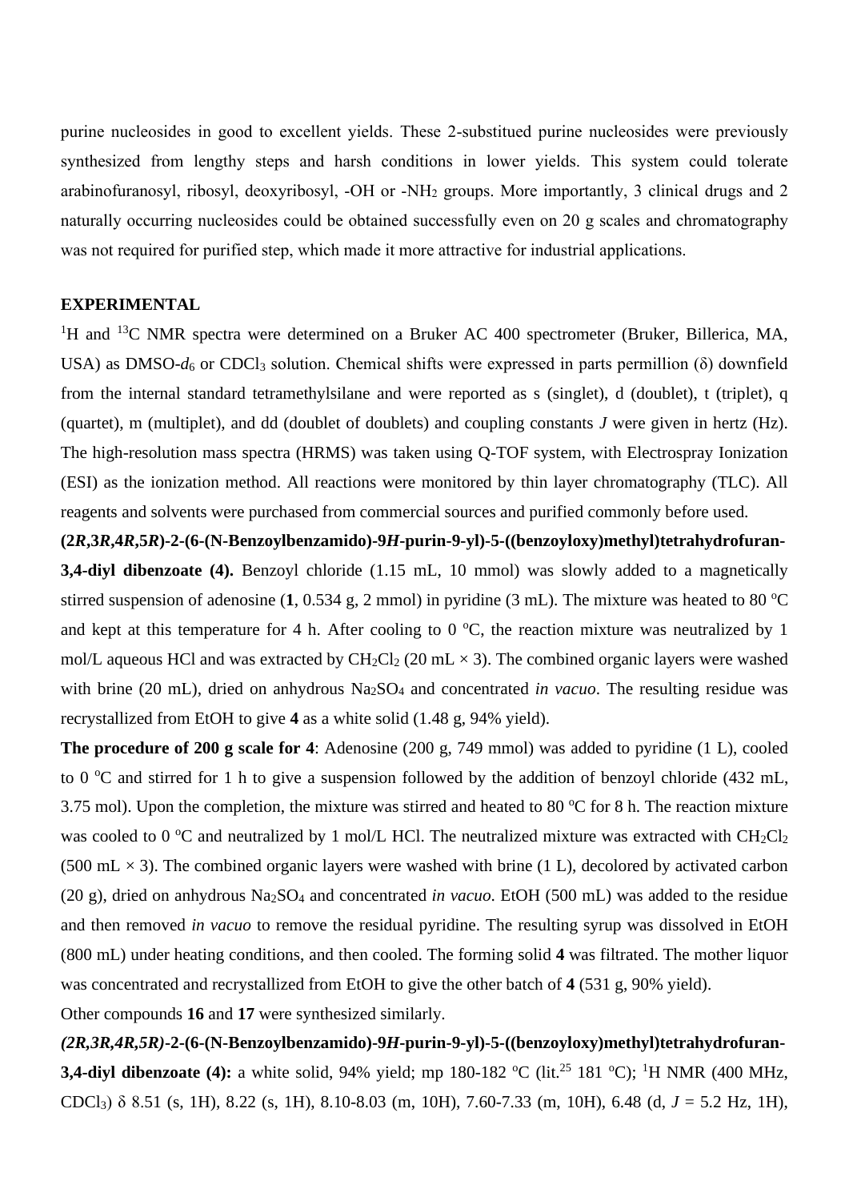purine nucleosides in good to excellent yields. These 2-substitued purine nucleosides were previously synthesized from lengthy steps and harsh conditions in lower yields. This system could tolerate arabinofuranosyl, ribosyl, deoxyribosyl, -OH or -$NH_2$ groups. More importantly, 3 clinical drugs and 2 naturally occurring nucleosides could be obtained successfully even on 20 g scales and chromatography was not required for purified step, which made it more attractive for industrial applications.

## EXPERIMENTAL

$^1$H and $^{13}$C NMR spectra were determined on a Bruker AC 400 spectrometer (Bruker, Billerica, MA, USA) as DMSO-$d_6$ or $CDCl_3$ solution. Chemical shifts were expressed in parts permillion (δ) downfield from the internal standard tetramethylsilane and were reported as s (singlet), d (doublet), t (triplet), q (quartet), m (multiplet), and dd (doublet of doublets) and coupling constants *J* were given in hertz (Hz). The high-resolution mass spectra (HRMS) was taken using Q-TOF system, with Electrospray Ionization (ESI) as the ionization method. All reactions were monitored by thin layer chromatography (TLC). All reagents and solvents were purchased from commercial sources and purified commonly before used.

**(2*R*,3*R*,4*R*,5*R*)-2-(6-(N-Benzoylbenzamido)-9*H*-purin-9-yl)-5-((benzoyloxy)methyl)tetrahydrofuran-3,4-diyl dibenzoate (4).** Benzoyl chloride (1.15 mL, 10 mmol) was slowly added to a magnetically stirred suspension of adenosine (**1**, 0.534 g, 2 mmol) in pyridine (3 mL). The mixture was heated to 80 °C and kept at this temperature for 4 h. After cooling to 0 °C, the reaction mixture was neutralized by 1 mol/L aqueous HCl and was extracted by $CH_2Cl_2$ (20 mL × 3). The combined organic layers were washed with brine (20 mL), dried on anhydrous $Na_2SO_4$ and concentrated *in vacuo*. The resulting residue was recrystallized from EtOH to give **4** as a white solid (1.48 g, 94% yield).

**The procedure of 200 g scale for 4**: Adenosine (200 g, 749 mmol) was added to pyridine (1 L), cooled to 0 °C and stirred for 1 h to give a suspension followed by the addition of benzoyl chloride (432 mL, 3.75 mol). Upon the completion, the mixture was stirred and heated to 80 °C for 8 h. The reaction mixture was cooled to 0 °C and neutralized by 1 mol/L HCl. The neutralized mixture was extracted with $CH_2Cl_2$ (500 mL × 3). The combined organic layers were washed with brine (1 L), decolored by activated carbon (20 g), dried on anhydrous $Na_2SO_4$ and concentrated *in vacuo*. EtOH (500 mL) was added to the residue and then removed *in vacuo* to remove the residual pyridine. The resulting syrup was dissolved in EtOH (800 mL) under heating conditions, and then cooled. The forming solid **4** was filtrated. The mother liquor was concentrated and recrystallized from EtOH to give the other batch of **4** (531 g, 90% yield).

Other compounds **16** and **17** were synthesized similarly.

***(2R,3R,4R,5R)*-2-(6-(N-Benzoylbenzamido)-9*H*-purin-9-yl)-5-((benzoyloxy)methyl)tetrahydrofuran-3,4-diyl dibenzoate (4):** a white solid, 94% yield; mp 180-182 °C (lit.[25] 181 °C); $^1$H NMR (400 MHz, $CDCl_3$) δ 8.51 (s, 1H), 8.22 (s, 1H), 8.10-8.03 (m, 10H), 7.60-7.33 (m, 10H), 6.48 (d, *J* = 5.2 Hz, 1H),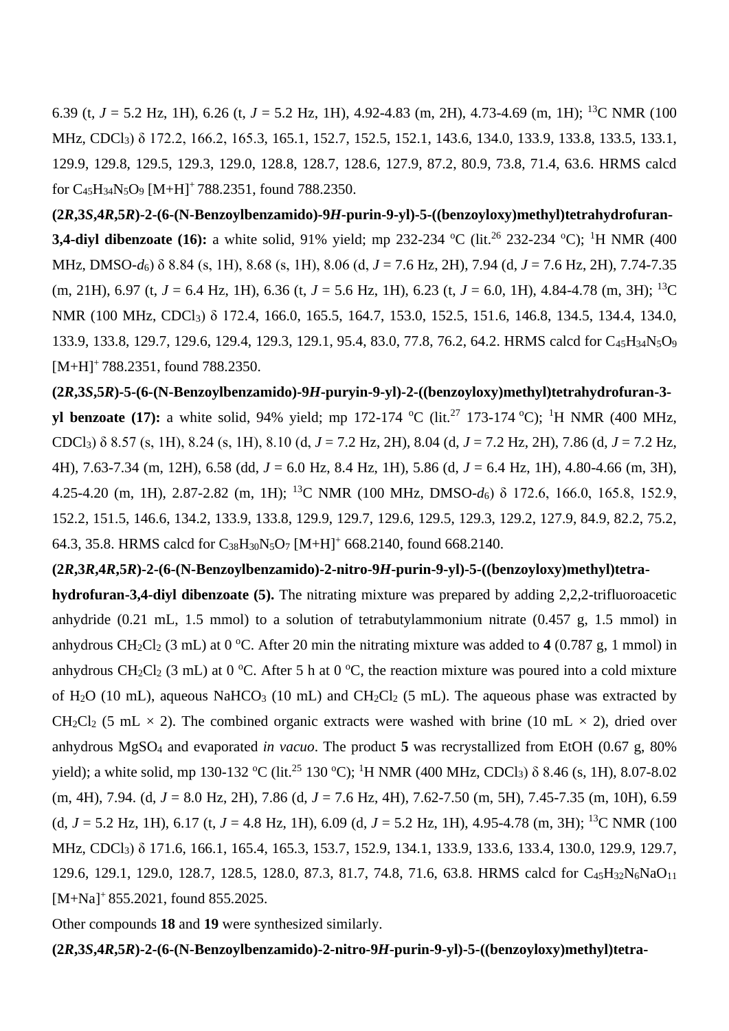6.39 (t, *J* = 5.2 Hz, 1H), 6.26 (t, *J* = 5.2 Hz, 1H), 4.92-4.83 (m, 2H), 4.73-4.69 (m, 1H); $^{13}$C NMR (100 MHz, $CDCl_3$) δ 172.2, 166.2, 165.3, 165.1, 152.7, 152.5, 152.1, 143.6, 134.0, 133.9, 133.8, 133.5, 133.1, 129.9, 129.8, 129.5, 129.3, 129.0, 128.8, 128.7, 128.6, 127.9, 87.2, 80.9, 73.8, 71.4, 63.6. HRMS calcd for $C_{45}H_{34}N_5O_9$ $[M+H]^+$ 788.2351, found 788.2350.

**(2*R*,3*S*,4*R*,5*R*)-2-(6-(N-Benzoylbenzamido)-9*H*-purin-9-yl)-5-((benzoyloxy)methyl)tetrahydrofuran-3,4-diyl dibenzoate (16):** a white solid, 91% yield; mp 232-234 °C (lit.[26] 232-234 °C); $^1$H NMR (400 MHz, DMSO-$d_6$) δ 8.84 (s, 1H), 8.68 (s, 1H), 8.06 (d, *J* = 7.6 Hz, 2H), 7.94 (d, *J* = 7.6 Hz, 2H), 7.74-7.35 (m, 21H), 6.97 (t, *J* = 6.4 Hz, 1H), 6.36 (t, *J* = 5.6 Hz, 1H), 6.23 (t, *J* = 6.0, 1H), 4.84-4.78 (m, 3H); $^{13}$C NMR (100 MHz, $CDCl_3$) δ 172.4, 166.0, 165.5, 164.7, 153.0, 152.5, 151.6, 146.8, 134.5, 134.4, 134.0, 133.9, 133.8, 129.7, 129.6, 129.4, 129.3, 129.1, 95.4, 83.0, 77.8, 76.2, 64.2. HRMS calcd for $C_{45}H_{34}N_5O_9$ $[M+H]^+$ 788.2351, found 788.2350.

**(2*R*,3*S*,5*R*)-5-(6-(N-Benzoylbenzamido)-9*H*-puryin-9-yl)-2-((benzoyloxy)methyl)tetrahydrofuran-3-yl benzoate (17):** a white solid, 94% yield; mp 172-174 °C (lit.[27] 173-174 °C); $^1$H NMR (400 MHz, $CDCl_3$) δ 8.57 (s, 1H), 8.24 (s, 1H), 8.10 (d, *J* = 7.2 Hz, 2H), 8.04 (d, *J* = 7.2 Hz, 2H), 7.86 (d, *J* = 7.2 Hz, 4H), 7.63-7.34 (m, 12H), 6.58 (dd, *J* = 6.0 Hz, 8.4 Hz, 1H), 5.86 (d, *J* = 6.4 Hz, 1H), 4.80-4.66 (m, 3H), 4.25-4.20 (m, 1H), 2.87-2.82 (m, 1H); $^{13}$C NMR (100 MHz, DMSO-$d_6$) δ 172.6, 166.0, 165.8, 152.9, 152.2, 151.5, 146.6, 134.2, 133.9, 133.8, 129.9, 129.7, 129.6, 129.5, 129.3, 129.2, 127.9, 84.9, 82.2, 75.2, 64.3, 35.8. HRMS calcd for $C_{38}H_{30}N_5O_7$ $[M+H]^+$ 668.2140, found 668.2140.

**(2*R*,3*R*,4*R*,5*R*)-2-(6-(N-Benzoylbenzamido)-2-nitro-9*H*-purin-9-yl)-5-((benzoyloxy)methyl)tetra-hydrofuran-3,4-diyl dibenzoate (5).** The nitrating mixture was prepared by adding 2,2,2-trifluoroacetic anhydride (0.21 mL, 1.5 mmol) to a solution of tetrabutylammonium nitrate (0.457 g, 1.5 mmol) in anhydrous $CH_2Cl_2$ (3 mL) at 0 °C. After 20 min the nitrating mixture was added to **4** (0.787 g, 1 mmol) in anhydrous $CH_2Cl_2$ (3 mL) at 0 °C. After 5 h at 0 °C, the reaction mixture was poured into a cold mixture of $H_2O$ (10 mL), aqueous $NaHCO_3$ (10 mL) and $CH_2Cl_2$ (5 mL). The aqueous phase was extracted by $CH_2Cl_2$ (5 mL × 2). The combined organic extracts were washed with brine (10 mL × 2), dried over anhydrous $MgSO_4$ and evaporated *in vacuo*. The product **5** was recrystallized from EtOH (0.67 g, 80% yield); a white solid, mp 130-132 °C (lit.[25] 130 °C); $^1$H NMR (400 MHz, $CDCl_3$) δ 8.46 (s, 1H), 8.07-8.02 (m, 4H), 7.94. (d, *J* = 8.0 Hz, 2H), 7.86 (d, *J* = 7.6 Hz, 4H), 7.62-7.50 (m, 5H), 7.45-7.35 (m, 10H), 6.59 (d, *J* = 5.2 Hz, 1H), 6.17 (t, *J* = 4.8 Hz, 1H), 6.09 (d, *J* = 5.2 Hz, 1H), 4.95-4.78 (m, 3H); $^{13}$C NMR (100 MHz, $CDCl_3$) δ 171.6, 166.1, 165.4, 165.3, 153.7, 152.9, 134.1, 133.9, 133.6, 133.4, 130.0, 129.9, 129.7, 129.6, 129.1, 129.0, 128.7, 128.5, 128.0, 87.3, 81.7, 74.8, 71.6, 63.8. HRMS calcd for $C_{45}H_{32}N_6NaO_{11}$ $[M+Na]^+$ 855.2021, found 855.2025.

Other compounds **18** and **19** were synthesized similarly.

**(2*R*,3*S*,4*R*,5*R*)-2-(6-(N-Benzoylbenzamido)-2-nitro-9*H*-purin-9-yl)-5-((benzoyloxy)methyl)tetra-**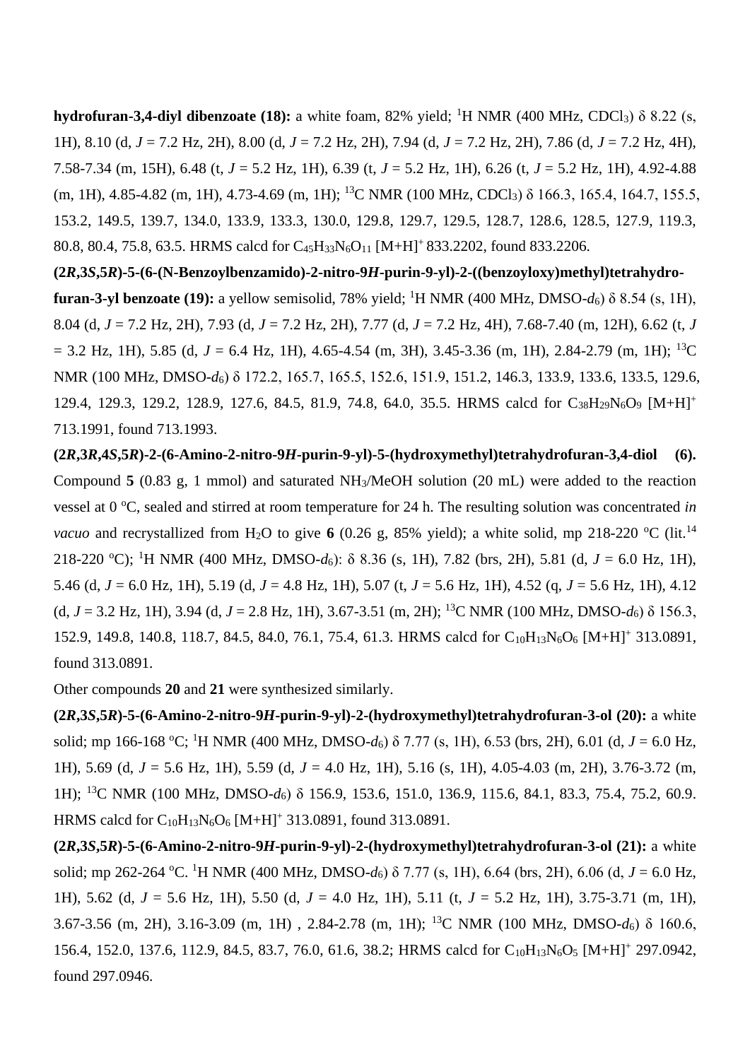**hydrofuran-3,4-diyl dibenzoate (18):** a white foam, 82% yield; $^1$H NMR (400 MHz, $CDCl_3$) δ 8.22 (s, 1H), 8.10 (d, *J* = 7.2 Hz, 2H), 8.00 (d, *J* = 7.2 Hz, 2H), 7.94 (d, *J* = 7.2 Hz, 2H), 7.86 (d, *J* = 7.2 Hz, 4H), 7.58-7.34 (m, 15H), 6.48 (t, *J* = 5.2 Hz, 1H), 6.39 (t, *J* = 5.2 Hz, 1H), 6.26 (t, *J* = 5.2 Hz, 1H), 4.92-4.88 (m, 1H), 4.85-4.82 (m, 1H), 4.73-4.69 (m, 1H); $^{13}$C NMR (100 MHz, $CDCl_3$) δ 166.3, 165.4, 164.7, 155.5, 153.2, 149.5, 139.7, 134.0, 133.9, 133.3, 130.0, 129.8, 129.7, 129.5, 128.7, 128.6, 128.5, 127.9, 119.3, 80.8, 80.4, 75.8, 63.5. HRMS calcd for $C_{45}H_{33}N_6O_{11}$ $[M+H]^+$ 833.2202, found 833.2206.

**(2*R*,3*S*,5*R*)-5-(6-(N-Benzoylbenzamido)-2-nitro-9*H*-purin-9-yl)-2-((benzoyloxy)methyl)tetrahydro-furan-3-yl benzoate (19):** a yellow semisolid, 78% yield; $^1$H NMR (400 MHz, DMSO-$d_6$) δ 8.54 (s, 1H), 8.04 (d, *J* = 7.2 Hz, 2H), 7.93 (d, *J* = 7.2 Hz, 2H), 7.77 (d, *J* = 7.2 Hz, 4H), 7.68-7.40 (m, 12H), 6.62 (t, *J* = 3.2 Hz, 1H), 5.85 (d, *J* = 6.4 Hz, 1H), 4.65-4.54 (m, 3H), 3.45-3.36 (m, 1H), 2.84-2.79 (m, 1H); $^{13}$C NMR (100 MHz, DMSO-$d_6$) δ 172.2, 165.7, 165.5, 152.6, 151.9, 151.2, 146.3, 133.9, 133.6, 133.5, 129.6, 129.4, 129.3, 129.2, 128.9, 127.6, 84.5, 81.9, 74.8, 64.0, 35.5. HRMS calcd for $C_{38}H_{29}N_6O_9$ $[M+H]^+$ 713.1991, found 713.1993.

**(2*R*,3*R*,4*S*,5*R*)-2-(6-Amino-2-nitro-9*H*-purin-9-yl)-5-(hydroxymethyl)tetrahydrofuran-3,4-diol (6).** Compound **5** (0.83 g, 1 mmol) and saturated $NH_3$/MeOH solution (20 mL) were added to the reaction vessel at 0 °C, sealed and stirred at room temperature for 24 h. The resulting solution was concentrated *in vacuo* and recrystallized from $H_2O$ to give **6** (0.26 g, 85% yield); a white solid, mp 218-220 °C (lit.[14] 218-220 °C); $^1$H NMR (400 MHz, DMSO-$d_6$): δ 8.36 (s, 1H), 7.82 (brs, 2H), 5.81 (d, *J* = 6.0 Hz, 1H), 5.46 (d, *J* = 6.0 Hz, 1H), 5.19 (d, *J* = 4.8 Hz, 1H), 5.07 (t, *J* = 5.6 Hz, 1H), 4.52 (q, *J* = 5.6 Hz, 1H), 4.12 (d, *J* = 3.2 Hz, 1H), 3.94 (d, *J* = 2.8 Hz, 1H), 3.67-3.51 (m, 2H); $^{13}$C NMR (100 MHz, DMSO-$d_6$) δ 156.3, 152.9, 149.8, 140.8, 118.7, 84.5, 84.0, 76.1, 75.4, 61.3. HRMS calcd for $C_{10}H_{13}N_6O_6$ $[M+H]^+$ 313.0891, found 313.0891.

Other compounds **20** and **21** were synthesized similarly.

**(2*R*,3*S*,5*R*)-5-(6-Amino-2-nitro-9*H*-purin-9-yl)-2-(hydroxymethyl)tetrahydrofuran-3-ol (20):** a white solid; mp 166-168 °C; $^1$H NMR (400 MHz, DMSO-$d_6$) δ 7.77 (s, 1H), 6.53 (brs, 2H), 6.01 (d, *J* = 6.0 Hz, 1H), 5.69 (d, *J* = 5.6 Hz, 1H), 5.59 (d, *J* = 4.0 Hz, 1H), 5.16 (s, 1H), 4.05-4.03 (m, 2H), 3.76-3.72 (m, 1H); $^{13}$C NMR (100 MHz, DMSO-$d_6$) δ 156.9, 153.6, 151.0, 136.9, 115.6, 84.1, 83.3, 75.4, 75.2, 60.9. HRMS calcd for $C_{10}H_{13}N_6O_6$ $[M+H]^+$ 313.0891, found 313.0891.

**(2*R*,3*S*,5*R*)-5-(6-Amino-2-nitro-9*H*-purin-9-yl)-2-(hydroxymethyl)tetrahydrofuran-3-ol (21):** a white solid; mp 262-264 °C. $^1$H NMR (400 MHz, DMSO-$d_6$) δ 7.77 (s, 1H), 6.64 (brs, 2H), 6.06 (d, *J* = 6.0 Hz, 1H), 5.62 (d, *J* = 5.6 Hz, 1H), 5.50 (d, *J* = 4.0 Hz, 1H), 5.11 (t, *J* = 5.2 Hz, 1H), 3.75-3.71 (m, 1H), 3.67-3.56 (m, 2H), 3.16-3.09 (m, 1H) , 2.84-2.78 (m, 1H); $^{13}$C NMR (100 MHz, DMSO-$d_6$) δ 160.6, 156.4, 152.0, 137.6, 112.9, 84.5, 83.7, 76.0, 61.6, 38.2; HRMS calcd for $C_{10}H_{13}N_6O_5$ $[M+H]^+$ 297.0942, found 297.0946.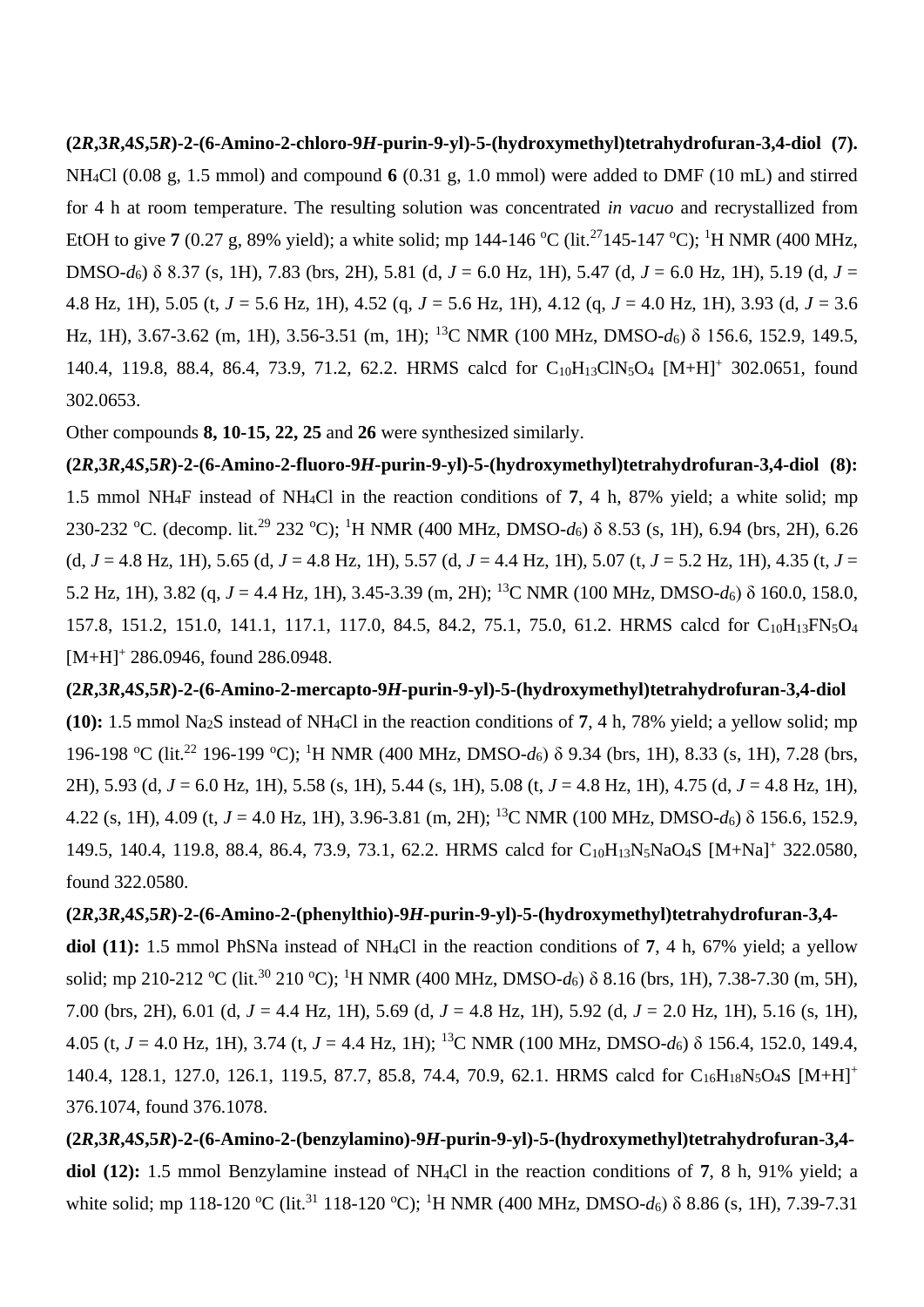**(2*R*,3*R*,4*S*,5*R*)-2-(6-Amino-2-chloro-9*H*-purin-9-yl)-5-(hydroxymethyl)tetrahydrofuran-3,4-diol (7).** $NH_4Cl$ (0.08 g, 1.5 mmol) and compound **6** (0.31 g, 1.0 mmol) were added to DMF (10 mL) and stirred for 4 h at room temperature. The resulting solution was concentrated *in vacuo* and recrystallized from EtOH to give **7** (0.27 g, 89% yield); a white solid; mp 144-146 °C (lit.[27] 145-147 °C); $^1$H NMR (400 MHz, DMSO-$d_6$) δ 8.37 (s, 1H), 7.83 (brs, 2H), 5.81 (d, *J* = 6.0 Hz, 1H), 5.47 (d, *J* = 6.0 Hz, 1H), 5.19 (d, *J* = 4.8 Hz, 1H), 5.05 (t, *J* = 5.6 Hz, 1H), 4.52 (q, *J* = 5.6 Hz, 1H), 4.12 (q, *J* = 4.0 Hz, 1H), 3.93 (d, *J* = 3.6 Hz, 1H), 3.67-3.62 (m, 1H), 3.56-3.51 (m, 1H); $^{13}$C NMR (100 MHz, DMSO-$d_6$) δ 156.6, 152.9, 149.5, 140.4, 119.8, 88.4, 86.4, 73.9, 71.2, 62.2. HRMS calcd for $C_{10}H_{13}ClN_5O_4$ $[M+H]^+$ 302.0651, found 302.0653.

Other compounds **8, 10-15, 22, 25** and **26** were synthesized similarly.

**(2*R*,3*R*,4*S*,5*R*)-2-(6-Amino-2-fluoro-9*H*-purin-9-yl)-5-(hydroxymethyl)tetrahydrofuran-3,4-diol (8):** 1.5 mmol $NH_4F$ instead of $NH_4Cl$ in the reaction conditions of **7**, 4 h, 87% yield; a white solid; mp 230-232 °C. (decomp. lit.[29] 232 °C); $^1$H NMR (400 MHz, DMSO-$d_6$) δ 8.53 (s, 1H), 6.94 (brs, 2H), 6.26 (d, *J* = 4.8 Hz, 1H), 5.65 (d, *J* = 4.8 Hz, 1H), 5.57 (d, *J* = 4.4 Hz, 1H), 5.07 (t, *J* = 5.2 Hz, 1H), 4.35 (t, *J* = 5.2 Hz, 1H), 3.82 (q, *J* = 4.4 Hz, 1H), 3.45-3.39 (m, 2H); $^{13}$C NMR (100 MHz, DMSO-$d_6$) δ 160.0, 158.0, 157.8, 151.2, 151.0, 141.1, 117.1, 117.0, 84.5, 84.2, 75.1, 75.0, 61.2. HRMS calcd for $C_{10}H_{13}FN_5O_4$ $[M+H]^+$ 286.0946, found 286.0948.

**(2*R*,3*R*,4*S*,5*R*)-2-(6-Amino-2-mercapto-9*H*-purin-9-yl)-5-(hydroxymethyl)tetrahydrofuran-3,4-diol (10):** 1.5 mmol $Na_2S$ instead of $NH_4Cl$ in the reaction conditions of **7**, 4 h, 78% yield; a yellow solid; mp 196-198 °C (lit.[22] 196-199 °C); $^1$H NMR (400 MHz, DMSO-$d_6$) δ 9.34 (brs, 1H), 8.33 (s, 1H), 7.28 (brs, 2H), 5.93 (d, *J* = 6.0 Hz, 1H), 5.58 (s, 1H), 5.44 (s, 1H), 5.08 (t, *J* = 4.8 Hz, 1H), 4.75 (d, *J* = 4.8 Hz, 1H), 4.22 (s, 1H), 4.09 (t, *J* = 4.0 Hz, 1H), 3.96-3.81 (m, 2H); $^{13}$C NMR (100 MHz, DMSO-$d_6$) δ 156.6, 152.9, 149.5, 140.4, 119.8, 88.4, 86.4, 73.9, 73.1, 62.2. HRMS calcd for $C_{10}H_{13}N_5NaO_4S$ $[M+Na]^+$ 322.0580, found 322.0580.

**(2*R*,3*R*,4*S*,5*R*)-2-(6-Amino-2-(phenylthio)-9*H*-purin-9-yl)-5-(hydroxymethyl)tetrahydrofuran-3,4-diol (11):** 1.5 mmol PhSNa instead of $NH_4Cl$ in the reaction conditions of **7**, 4 h, 67% yield; a yellow solid; mp 210-212 °C (lit.[30] 210 °C); $^1$H NMR (400 MHz, DMSO-$d_6$) δ 8.16 (brs, 1H), 7.38-7.30 (m, 5H), 7.00 (brs, 2H), 6.01 (d, *J* = 4.4 Hz, 1H), 5.69 (d, *J* = 4.8 Hz, 1H), 5.92 (d, *J* = 2.0 Hz, 1H), 5.16 (s, 1H), 4.05 (t, *J* = 4.0 Hz, 1H), 3.74 (t, *J* = 4.4 Hz, 1H); $^{13}$C NMR (100 MHz, DMSO-$d_6$) δ 156.4, 152.0, 149.4, 140.4, 128.1, 127.0, 126.1, 119.5, 87.7, 85.8, 74.4, 70.9, 62.1. HRMS calcd for $C_{16}H_{18}N_5O_4S$ $[M+H]^+$ 376.1074, found 376.1078.

**(2*R*,3*R*,4*S*,5*R*)-2-(6-Amino-2-(benzylamino)-9*H*-purin-9-yl)-5-(hydroxymethyl)tetrahydrofuran-3,4-diol (12):** 1.5 mmol Benzylamine instead of $NH_4Cl$ in the reaction conditions of **7**, 8 h, 91% yield; a white solid; mp 118-120 °C (lit.[31] 118-120 °C); $^1$H NMR (400 MHz, DMSO-$d_6$) δ 8.86 (s, 1H), 7.39-7.31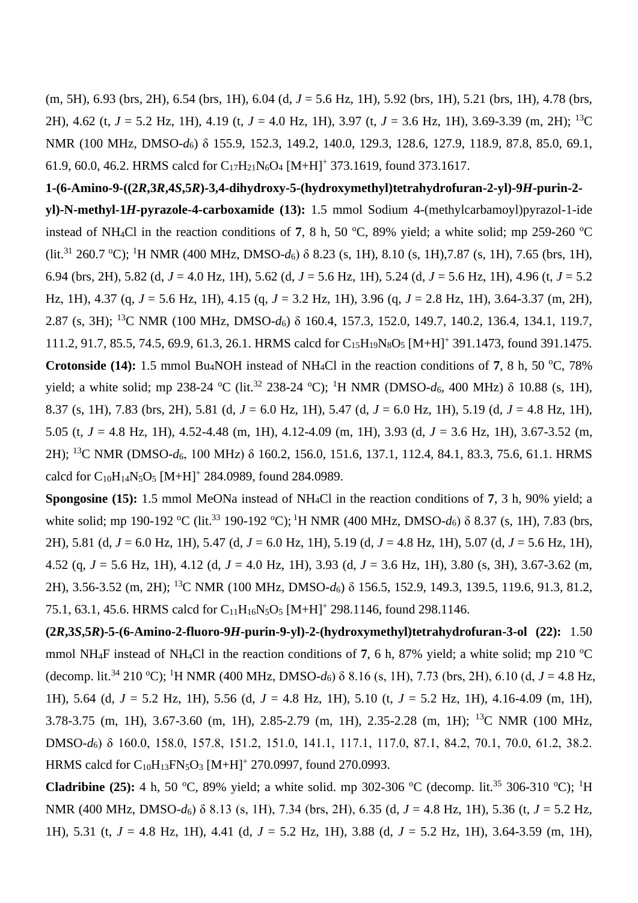(m, 5H), 6.93 (brs, 2H), 6.54 (brs, 1H), 6.04 (d, *J* = 5.6 Hz, 1H), 5.92 (brs, 1H), 5.21 (brs, 1H), 4.78 (brs, 2H), 4.62 (t, *J* = 5.2 Hz, 1H), 4.19 (t, *J* = 4.0 Hz, 1H), 3.97 (t, *J* = 3.6 Hz, 1H), 3.69-3.39 (m, 2H); $^{13}$C NMR (100 MHz, DMSO-$d_6$) δ 155.9, 152.3, 149.2, 140.0, 129.3, 128.6, 127.9, 118.9, 87.8, 85.0, 69.1, 61.9, 60.0, 46.2. HRMS calcd for $C_{17}H_{21}N_6O_4$ [M+H]$^+$ 373.1619, found 373.1617.

**1-(6-Amino-9-((2*R*,3*R*,4*S*,5*R*)-3,4-dihydroxy-5-(hydroxymethyl)tetrahydrofuran-2-yl)-9*H*-purin-2-yl)-N-methyl-1*H*-pyrazole-4-carboxamide (13):** 1.5 mmol Sodium 4-(methylcarbamoyl)pyrazol-1-ide instead of $NH_4Cl$ in the reaction conditions of **7**, 8 h, 50 °C, 89% yield; a white solid; mp 259-260 °C (lit.[31] 260.7 °C); $^1$H NMR (400 MHz, DMSO-$d_6$) δ 8.23 (s, 1H), 8.10 (s, 1H),7.87 (s, 1H), 7.65 (brs, 1H), 6.94 (brs, 2H), 5.82 (d, *J* = 4.0 Hz, 1H), 5.62 (d, *J* = 5.6 Hz, 1H), 5.24 (d, *J* = 5.6 Hz, 1H), 4.96 (t, *J* = 5.2 Hz, 1H), 4.37 (q, *J* = 5.6 Hz, 1H), 4.15 (q, *J* = 3.2 Hz, 1H), 3.96 (q, *J* = 2.8 Hz, 1H), 3.64-3.37 (m, 2H), 2.87 (s, 3H); $^{13}$C NMR (100 MHz, DMSO-$d_6$) δ 160.4, 157.3, 152.0, 149.7, 140.2, 136.4, 134.1, 119.7, 111.2, 91.7, 85.5, 74.5, 69.9, 61.3, 26.1. HRMS calcd for $C_{15}H_{19}N_8O_5$ [M+H]$^+$ 391.1473, found 391.1475.

**Crotonside (14):** 1.5 mmol $Bu_4NOH$ instead of $NH_4Cl$ in the reaction conditions of **7**, 8 h, 50 °C, 78% yield; a white solid; mp 238-24 °C (lit.[32] 238-24 °C); $^1$H NMR (DMSO-$d_6$, 400 MHz) δ 10.88 (s, 1H), 8.37 (s, 1H), 7.83 (brs, 2H), 5.81 (d, *J* = 6.0 Hz, 1H), 5.47 (d, *J* = 6.0 Hz, 1H), 5.19 (d, *J* = 4.8 Hz, 1H), 5.05 (t, *J* = 4.8 Hz, 1H), 4.52-4.48 (m, 1H), 4.12-4.09 (m, 1H), 3.93 (d, *J* = 3.6 Hz, 1H), 3.67-3.52 (m, 2H); $^{13}$C NMR (DMSO-$d_6$, 100 MHz) δ 160.2, 156.0, 151.6, 137.1, 112.4, 84.1, 83.3, 75.6, 61.1. HRMS calcd for $C_{10}H_{14}N_5O_5$ [M+H]$^+$ 284.0989, found 284.0989.

**Spongosine (15):** 1.5 mmol MeONa instead of $NH_4Cl$ in the reaction conditions of **7**, 3 h, 90% yield; a white solid; mp 190-192 °C (lit.[33] 190-192 °C); $^1$H NMR (400 MHz, DMSO-$d_6$) δ 8.37 (s, 1H), 7.83 (brs, 2H), 5.81 (d, *J* = 6.0 Hz, 1H), 5.47 (d, *J* = 6.0 Hz, 1H), 5.19 (d, *J* = 4.8 Hz, 1H), 5.07 (d, *J* = 5.6 Hz, 1H), 4.52 (q, *J* = 5.6 Hz, 1H), 4.12 (d, *J* = 4.0 Hz, 1H), 3.93 (d, *J* = 3.6 Hz, 1H), 3.80 (s, 3H), 3.67-3.62 (m, 2H), 3.56-3.52 (m, 2H); $^{13}$C NMR (100 MHz, DMSO-$d_6$) δ 156.5, 152.9, 149.3, 139.5, 119.6, 91.3, 81.2, 75.1, 63.1, 45.6. HRMS calcd for $C_{11}H_{16}N_5O_5$ [M+H]$^+$ 298.1146, found 298.1146.

**(2*R*,3*S*,5*R*)-5-(6-Amino-2-fluoro-9*H*-purin-9-yl)-2-(hydroxymethyl)tetrahydrofuran-3-ol (22):** 1.50 mmol $NH_4F$ instead of $NH_4Cl$ in the reaction conditions of **7**, 6 h, 87% yield; a white solid; mp 210 °C (decomp. lit.[34] 210 °C); $^1$H NMR (400 MHz, DMSO-$d_6$) δ 8.16 (s, 1H), 7.73 (brs, 2H), 6.10 (d, *J* = 4.8 Hz, 1H), 5.64 (d, *J* = 5.2 Hz, 1H), 5.56 (d, *J* = 4.8 Hz, 1H), 5.10 (t, *J* = 5.2 Hz, 1H), 4.16-4.09 (m, 1H), 3.78-3.75 (m, 1H), 3.67-3.60 (m, 1H), 2.85-2.79 (m, 1H), 2.35-2.28 (m, 1H); $^{13}$C NMR (100 MHz, DMSO-$d_6$) δ 160.0, 158.0, 157.8, 151.2, 151.0, 141.1, 117.1, 117.0, 87.1, 84.2, 70.1, 70.0, 61.2, 38.2. HRMS calcd for $C_{10}H_{13}FN_5O_3$ [M+H]$^+$ 270.0997, found 270.0993.

**Cladribine (25):** 4 h, 50 °C, 89% yield; a white solid. mp 302-306 °C (decomp. lit.[35] 306-310 °C); $^1$H NMR (400 MHz, DMSO-$d_6$) δ 8.13 (s, 1H), 7.34 (brs, 2H), 6.35 (d, *J* = 4.8 Hz, 1H), 5.36 (t, *J* = 5.2 Hz, 1H), 5.31 (t, *J* = 4.8 Hz, 1H), 4.41 (d, *J* = 5.2 Hz, 1H), 3.88 (d, *J* = 5.2 Hz, 1H), 3.64-3.59 (m, 1H),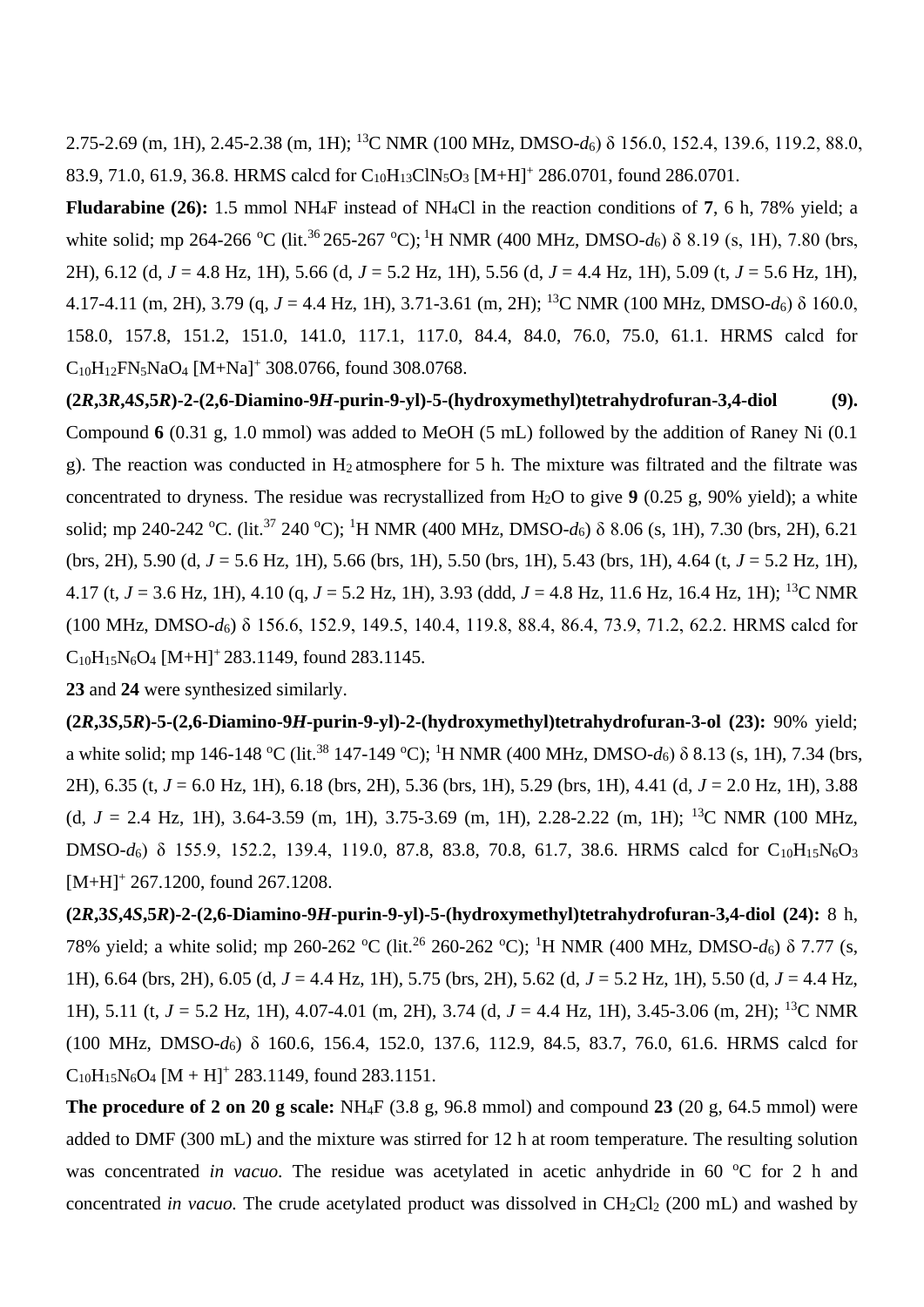2.75-2.69 (m, 1H), 2.45-2.38 (m, 1H); $^{13}$C NMR (100 MHz, DMSO-$d_6$) δ 156.0, 152.4, 139.6, 119.2, 88.0, 83.9, 71.0, 61.9, 36.8. HRMS calcd for $C_{10}H_{13}ClN_5O_3$ $[M+H]^+$ 286.0701, found 286.0701.

**Fludarabine (26):** 1.5 mmol $NH_4F$ instead of $NH_4Cl$ in the reaction conditions of **7**, 6 h, 78% yield; a white solid; mp 264-266 °C (lit.[36] 265-267 °C); $^1$H NMR (400 MHz, DMSO-$d_6$) δ 8.19 (s, 1H), 7.80 (brs, 2H), 6.12 (d, *J* = 4.8 Hz, 1H), 5.66 (d, *J* = 5.2 Hz, 1H), 5.56 (d, *J* = 4.4 Hz, 1H), 5.09 (t, *J* = 5.6 Hz, 1H), 4.17-4.11 (m, 2H), 3.79 (q, *J* = 4.4 Hz, 1H), 3.71-3.61 (m, 2H); $^{13}$C NMR (100 MHz, DMSO-$d_6$) δ 160.0, 158.0, 157.8, 151.2, 151.0, 141.0, 117.1, 117.0, 84.4, 84.0, 76.0, 75.0, 61.1. HRMS calcd for $C_{10}H_{12}FN_5NaO_4$ $[M+Na]^+$ 308.0766, found 308.0768.

**(2*R*,3*R*,4*S*,5*R*)-2-(2,6-Diamino-9*H*-purin-9-yl)-5-(hydroxymethyl)tetrahydrofuran-3,4-diol (9).** Compound **6** (0.31 g, 1.0 mmol) was added to MeOH (5 mL) followed by the addition of Raney Ni (0.1 g). The reaction was conducted in $H_2$ atmosphere for 5 h. The mixture was filtrated and the filtrate was concentrated to dryness. The residue was recrystallized from $H_2O$ to give **9** (0.25 g, 90% yield); a white solid; mp 240-242 °C. (lit.[37] 240 °C); $^1$H NMR (400 MHz, DMSO-$d_6$) δ 8.06 (s, 1H), 7.30 (brs, 2H), 6.21 (brs, 2H), 5.90 (d, *J* = 5.6 Hz, 1H), 5.66 (brs, 1H), 5.50 (brs, 1H), 5.43 (brs, 1H), 4.64 (t, *J* = 5.2 Hz, 1H), 4.17 (t, *J* = 3.6 Hz, 1H), 4.10 (q, *J* = 5.2 Hz, 1H), 3.93 (ddd, *J* = 4.8 Hz, 11.6 Hz, 16.4 Hz, 1H); $^{13}$C NMR (100 MHz, DMSO-$d_6$) δ 156.6, 152.9, 149.5, 140.4, 119.8, 88.4, 86.4, 73.9, 71.2, 62.2. HRMS calcd for $C_{10}H_{15}N_6O_4$ $[M+H]^+$ 283.1149, found 283.1145.

**23** and **24** were synthesized similarly.

**(2*R*,3*S*,5*R*)-5-(2,6-Diamino-9*H*-purin-9-yl)-2-(hydroxymethyl)tetrahydrofuran-3-ol (23):** 90% yield; a white solid; mp 146-148 °C (lit.[38] 147-149 °C); $^1$H NMR (400 MHz, DMSO-$d_6$) δ 8.13 (s, 1H), 7.34 (brs, 2H), 6.35 (t, *J* = 6.0 Hz, 1H), 6.18 (brs, 2H), 5.36 (brs, 1H), 5.29 (brs, 1H), 4.41 (d, *J* = 2.0 Hz, 1H), 3.88 (d, *J* = 2.4 Hz, 1H), 3.64-3.59 (m, 1H), 3.75-3.69 (m, 1H), 2.28-2.22 (m, 1H); $^{13}$C NMR (100 MHz, DMSO-$d_6$) δ 155.9, 152.2, 139.4, 119.0, 87.8, 83.8, 70.8, 61.7, 38.6. HRMS calcd for $C_{10}H_{15}N_6O_3$ $[M+H]^+$ 267.1200, found 267.1208.

**(2*R*,3*S*,4*S*,5*R*)-2-(2,6-Diamino-9*H*-purin-9-yl)-5-(hydroxymethyl)tetrahydrofuran-3,4-diol (24):** 8 h, 78% yield; a white solid; mp 260-262 °C (lit.[26] 260-262 °C); $^1$H NMR (400 MHz, DMSO-$d_6$) δ 7.77 (s, 1H), 6.64 (brs, 2H), 6.05 (d, *J* = 4.4 Hz, 1H), 5.75 (brs, 2H), 5.62 (d, *J* = 5.2 Hz, 1H), 5.50 (d, *J* = 4.4 Hz, 1H), 5.11 (t, *J* = 5.2 Hz, 1H), 4.07-4.01 (m, 2H), 3.74 (d, *J* = 4.4 Hz, 1H), 3.45-3.06 (m, 2H); $^{13}$C NMR (100 MHz, DMSO-$d_6$) δ 160.6, 156.4, 152.0, 137.6, 112.9, 84.5, 83.7, 76.0, 61.6. HRMS calcd for $C_{10}H_{15}N_6O_4$ $[M + H]^+$ 283.1149, found 283.1151.

**The procedure of 2 on 20 g scale:** $NH_4F$ (3.8 g, 96.8 mmol) and compound **23** (20 g, 64.5 mmol) were added to DMF (300 mL) and the mixture was stirred for 12 h at room temperature. The resulting solution was concentrated *in vacuo*. The residue was acetylated in acetic anhydride in 60 °C for 2 h and concentrated *in vacuo.* The crude acetylated product was dissolved in $CH_2Cl_2$ (200 mL) and washed by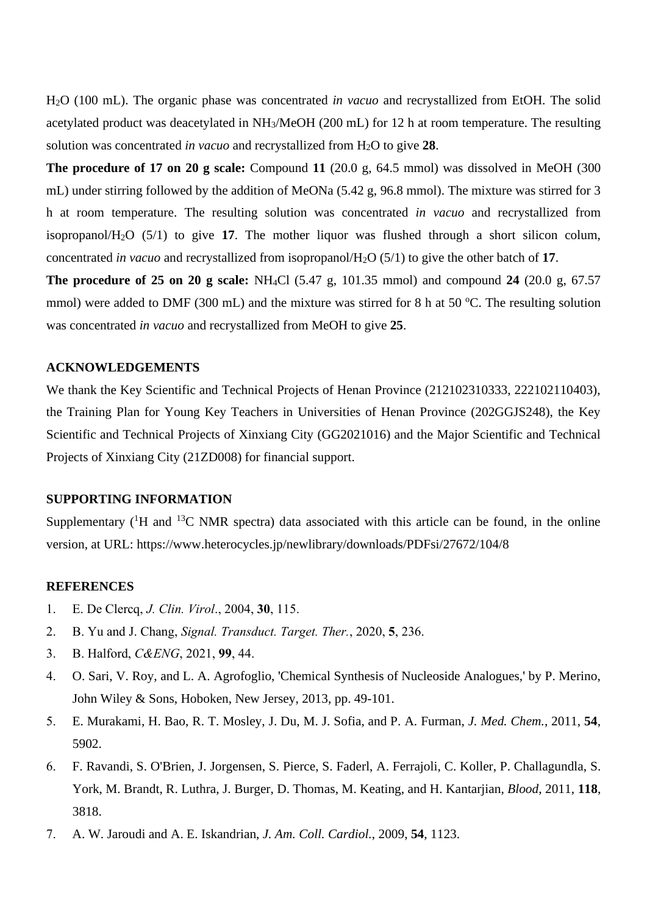$H_2O$ (100 mL). The organic phase was concentrated *in vacuo* and recrystallized from EtOH. The solid acetylated product was deacetylated in $NH_3$/MeOH (200 mL) for 12 h at room temperature. The resulting solution was concentrated *in vacuo* and recrystallized from $H_2O$ to give **28**.

**The procedure of 17 on 20 g scale:** Compound **11** (20.0 g, 64.5 mmol) was dissolved in MeOH (300 mL) under stirring followed by the addition of MeONa (5.42 g, 96.8 mmol). The mixture was stirred for 3 h at room temperature. The resulting solution was concentrated *in vacuo* and recrystallized from isopropanol/$H_2O$ (5/1) to give **17**. The mother liquor was flushed through a short silicon colum, concentrated *in vacuo* and recrystallized from isopropanol/$H_2O$ (5/1) to give the other batch of **17**.

**The procedure of 25 on 20 g scale:** $NH_4Cl$ (5.47 g, 101.35 mmol) and compound **24** (20.0 g, 67.57 mmol) were added to DMF (300 mL) and the mixture was stirred for 8 h at 50 $^{o}$C. The resulting solution was concentrated *in vacuo* and recrystallized from MeOH to give **25**.

## ACKNOWLEDGEMENTS

We thank the Key Scientific and Technical Projects of Henan Province (212102310333, 222102110403), the Training Plan for Young Key Teachers in Universities of Henan Province (202GGJS248), the Key Scientific and Technical Projects of Xinxiang City (GG2021016) and the Major Scientific and Technical Projects of Xinxiang City (21ZD008) for financial support.

## SUPPORTING INFORMATION

Supplementary ($^{1}$H and $^{13}$C NMR spectra) data associated with this article can be found, in the online version, at URL: https://www.heterocycles.jp/newlibrary/downloads/PDFsi/27672/104/8

## REFERENCES

1. E. De Clercq, *J. Clin. Virol.*, 2004, **30**, 115.
2. B. Yu and J. Chang, *Signal. Transduct. Target. Ther.*, 2020, **5**, 236.
3. B. Halford, *C&ENG*, 2021, **99**, 44.
4. O. Sari, V. Roy, and L. A. Agrofoglio, 'Chemical Synthesis of Nucleoside Analogues,' by P. Merino, John Wiley & Sons, Hoboken, New Jersey, 2013, pp. 49-101.
5. E. Murakami, H. Bao, R. T. Mosley, J. Du, M. J. Sofia, and P. A. Furman, *J. Med. Chem.*, 2011, **54**, 5902.
6. F. Ravandi, S. O'Brien, J. Jorgensen, S. Pierce, S. Faderl, A. Ferrajoli, C. Koller, P. Challagundla, S. York, M. Brandt, R. Luthra, J. Burger, D. Thomas, M. Keating, and H. Kantarjian, *Blood*, 2011, **118**, 3818.
7. A. W. Jaroudi and A. E. Iskandrian, *J. Am. Coll. Cardiol.*, 2009, **54**, 1123.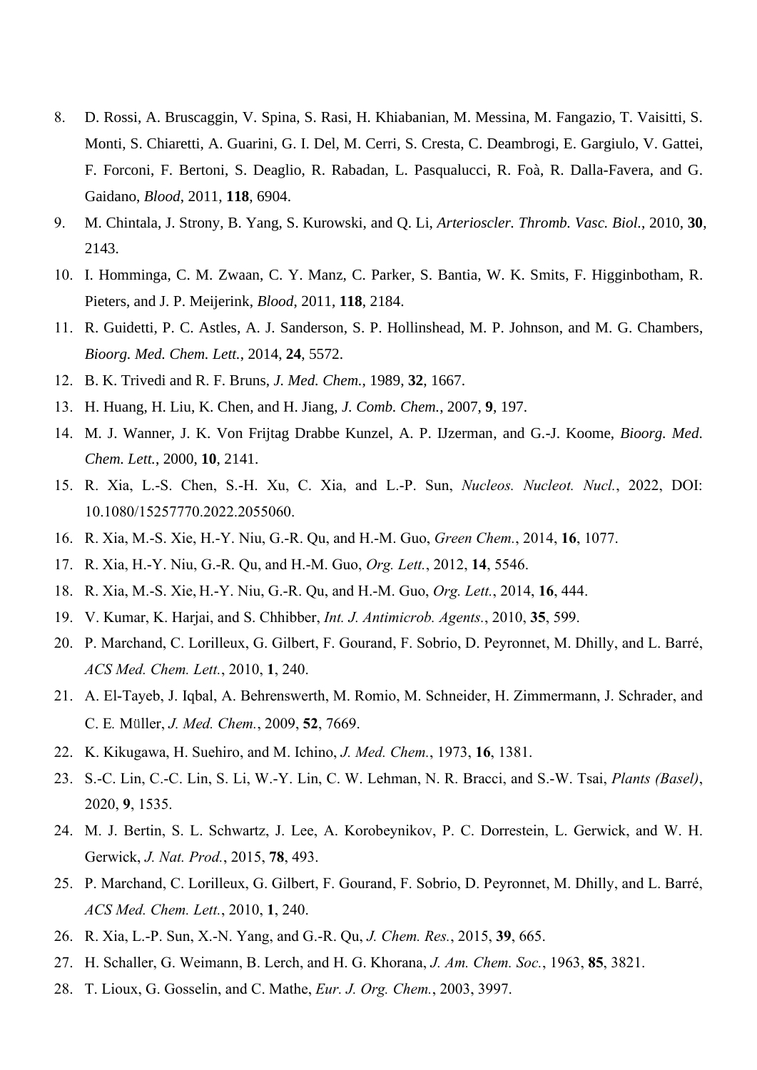8. D. Rossi, A. Bruscaggin, V. Spina, S. Rasi, H. Khiabanian, M. Messina, M. Fangazio, T. Vaisitti, S. Monti, S. Chiaretti, A. Guarini, G. I. Del, M. Cerri, S. Cresta, C. Deambrogi, E. Gargiulo, V. Gattei, F. Forconi, F. Bertoni, S. Deaglio, R. Rabadan, L. Pasqualucci, R. Foà, R. Dalla-Favera, and G. Gaidano, *Blood*, 2011, **118**, 6904.
9. M. Chintala, J. Strony, B. Yang, S. Kurowski, and Q. Li, *Arterioscler. Thromb. Vasc. Biol.*, 2010, **30**, 2143.
10. I. Homminga, C. M. Zwaan, C. Y. Manz, C. Parker, S. Bantia, W. K. Smits, F. Higginbotham, R. Pieters, and J. P. Meijerink, *Blood*, 2011, **118**, 2184.
11. R. Guidetti, P. C. Astles, A. J. Sanderson, S. P. Hollinshead, M. P. Johnson, and M. G. Chambers, *Bioorg. Med. Chem. Lett.*, 2014, **24**, 5572.
12. B. K. Trivedi and R. F. Bruns, *J. Med. Chem.*, 1989, **32**, 1667.
13. H. Huang, H. Liu, K. Chen, and H. Jiang, *J. Comb. Chem.*, 2007, **9**, 197.
14. M. J. Wanner, J. K. Von Frijtag Drabbe Kunzel, A. P. IJzerman, and G.-J. Koome, *Bioorg. Med. Chem. Lett.*, 2000, **10**, 2141.
15. R. Xia, L.-S. Chen, S.-H. Xu, C. Xia, and L.-P. Sun, *Nucleos. Nucleot. Nucl.*, 2022, DOI: 10.1080/15257770.2022.2055060.
16. R. Xia, M.-S. Xie, H.-Y. Niu, G.-R. Qu, and H.-M. Guo, *Green Chem.*, 2014, **16**, 1077.
17. R. Xia, H.-Y. Niu, G.-R. Qu, and H.-M. Guo, *Org. Lett.*, 2012, **14**, 5546.
18. R. Xia, M.-S. Xie, H.-Y. Niu, G.-R. Qu, and H.-M. Guo, *Org. Lett.*, 2014, **16**, 444.
19. V. Kumar, K. Harjai, and S. Chhibber, *Int. J. Antimicrob. Agents.*, 2010, **35**, 599.
20. P. Marchand, C. Lorilleux, G. Gilbert, F. Gourand, F. Sobrio, D. Peyronnet, M. Dhilly, and L. Barré, *ACS Med. Chem. Lett.*, 2010, **1**, 240.
21. A. El-Tayeb, J. Iqbal, A. Behrenswerth, M. Romio, M. Schneider, H. Zimmermann, J. Schrader, and C. E. Müller, *J. Med. Chem.*, 2009, **52**, 7669.
22. K. Kikugawa, H. Suehiro, and M. Ichino, *J. Med. Chem.*, 1973, **16**, 1381.
23. S.-C. Lin, C.-C. Lin, S. Li, W.-Y. Lin, C. W. Lehman, N. R. Bracci, and S.-W. Tsai, *Plants (Basel)*, 2020, **9**, 1535.
24. M. J. Bertin, S. L. Schwartz, J. Lee, A. Korobeynikov, P. C. Dorrestein, L. Gerwick, and W. H. Gerwick, *J. Nat. Prod.*, 2015, **78**, 493.
25. P. Marchand, C. Lorilleux, G. Gilbert, F. Gourand, F. Sobrio, D. Peyronnet, M. Dhilly, and L. Barré, *ACS Med. Chem. Lett.*, 2010, **1**, 240.
26. R. Xia, L.-P. Sun, X.-N. Yang, and G.-R. Qu, *J. Chem. Res.*, 2015, **39**, 665.
27. H. Schaller, G. Weimann, B. Lerch, and H. G. Khorana, *J. Am. Chem. Soc.*, 1963, **85**, 3821.
28. T. Lioux, G. Gosselin, and C. Mathe, *Eur. J. Org. Chem.*, 2003, 3997.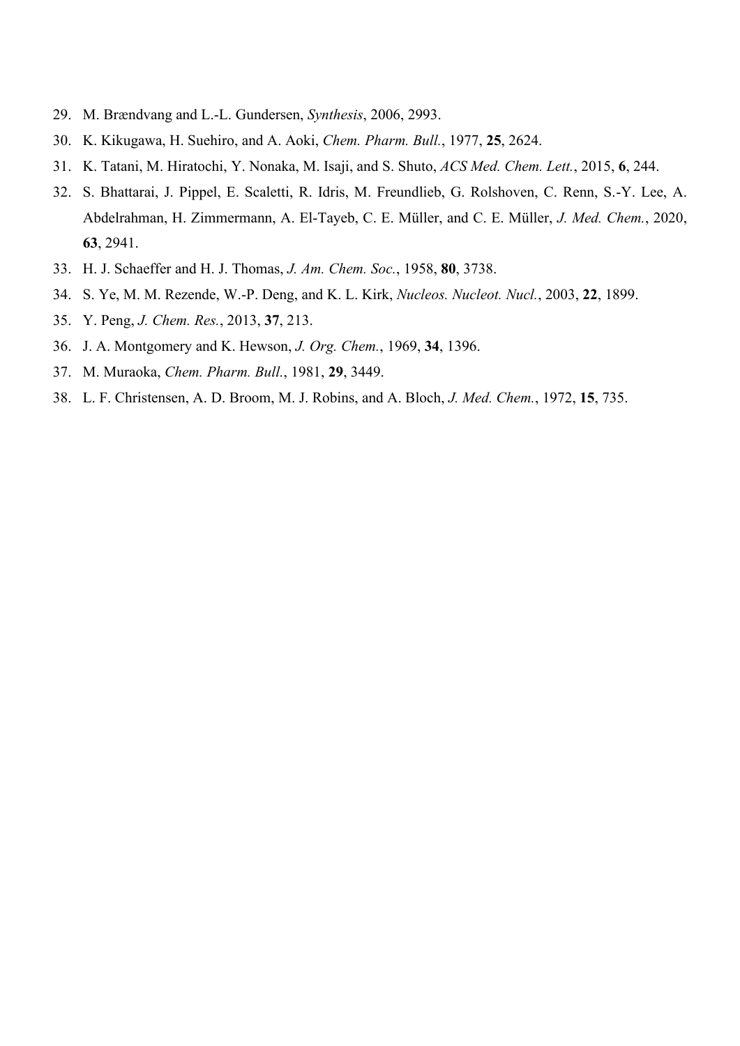29. M. Brændvang and L.-L. Gundersen, *Synthesis*, 2006, 2993.
30. K. Kikugawa, H. Suehiro, and A. Aoki, *Chem. Pharm. Bull.*, 1977, **25**, 2624.
31. K. Tatani, M. Hiratochi, Y. Nonaka, M. Isaji, and S. Shuto, *ACS Med. Chem. Lett.*, 2015, **6**, 244.
32. S. Bhattarai, J. Pippel, E. Scaletti, R. Idris, M. Freundlieb, G. Rolshoven, C. Renn, S.-Y. Lee, A. Abdelrahman, H. Zimmermann, A. El-Tayeb, C. E. Müller, and C. E. Müller, *J. Med. Chem.*, 2020, **63**, 2941.
33. H. J. Schaeffer and H. J. Thomas, *J. Am. Chem. Soc.*, 1958, **80**, 3738.
34. S. Ye, M. M. Rezende, W.-P. Deng, and K. L. Kirk, *Nucleos. Nucleot. Nucl.*, 2003, **22**, 1899.
35. Y. Peng, *J. Chem. Res.*, 2013, **37**, 213.
36. J. A. Montgomery and K. Hewson, *J. Org. Chem.*, 1969, **34**, 1396.
37. M. Muraoka, *Chem. Pharm. Bull.*, 1981, **29**, 3449.
38. L. F. Christensen, A. D. Broom, M. J. Robins, and A. Bloch, *J. Med. Chem.*, 1972, **15**, 735.